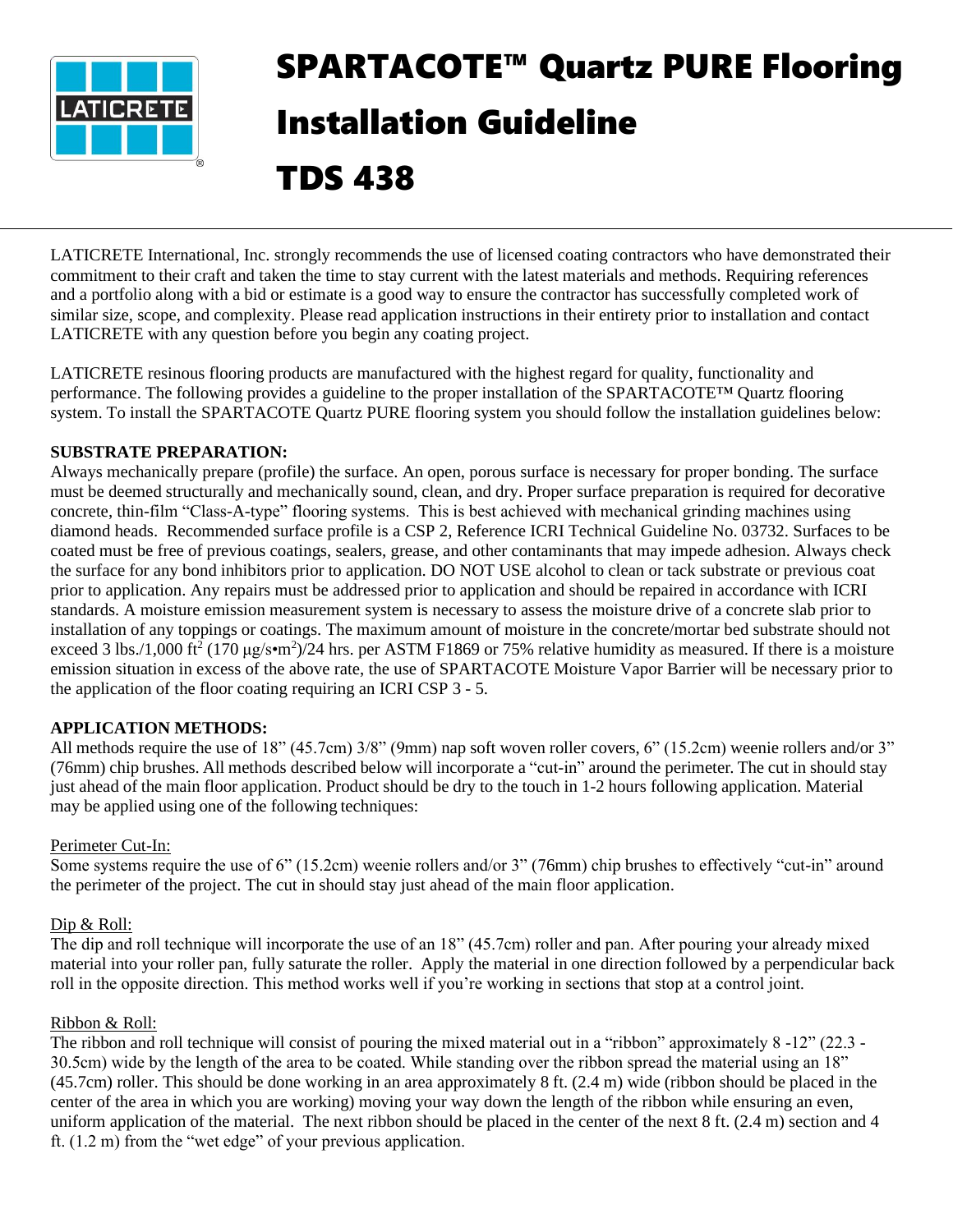# SPARTACOTE™ Quartz PURE Flooring Installation Guideline

# TDS 438

LATICRETE International, Inc. strongly recommends the use of licensed coating contractors who have demonstrated their commitment to their craft and taken the time to stay current with the latest materials and methods. Requiring references and a portfolio along with a bid or estimate is a good way to ensure the contractor has successfully completed work of similar size, scope, and complexity. Please read application instructions in their entirety prior to installation and contact LATICRETE with any question before you begin any coating project.

LATICRETE resinous flooring products are manufactured with the highest regard for quality, functionality and performance. The following provides a guideline to the proper installation of the SPARTACOTE™ Quartz flooring system. To install the SPARTACOTE Quartz PURE flooring system you should follow the installation guidelines below:

**SUBSTRATE PREPARATION:**

Always mechanically prepare (profile) the surface. An open, porous surface is necessary for proper bonding. The surface must be deemed structurally and mechanically sound, clean, and dry. Proper surface preparation is required for decorative concrete, thin-film "Class-A-type" flooring systems. This is best achieved with mechanical grinding machines using diamond heads. Recommended surface profile is a CSP 2, Reference ICRI Technical Guideline No. 03732. Surfaces to be coated must be free of previous coatings, sealers, grease, and other contaminants that may impede adhesion. Always check the surface for any bond inhibitors prior to application. DO NOT USE alcohol to clean or tack substrate or previous coat prior to application. Any repairs must be addressed prior to application and should be repaired in accordance with ICRI standards. A moisture emission measurement system is necessary to assess the moisture drive of a concrete slab prior to installation of any toppings or coatings. The maximum amount of moisture in the concrete/mortar bed substrate should not exceed 3 lbs./1,000 $ft^2$ (170 μg/s•$m^2$)/24 hrs. per ASTM F1869 or 75% relative humidity as measured. If there is a moisture emission situation in excess of the above rate, the use of SPARTACOTE Moisture Vapor Barrier will be necessary prior to the application of the floor coating requiring an ICRI CSP 3 - 5.

**APPLICATION METHODS:**

All methods require the use of 18" (45.7cm) 3/8" (9mm) nap soft woven roller covers, 6" (15.2cm) weenie rollers and/or 3" (76mm) chip brushes. All methods described below will incorporate a "cut-in" around the perimeter. The cut in should stay just ahead of the main floor application. Product should be dry to the touch in 1-2 hours following application. Material may be applied using one of the following techniques:

Perimeter Cut-In:

Some systems require the use of 6" (15.2cm) weenie rollers and/or 3" (76mm) chip brushes to effectively "cut-in" around the perimeter of the project. The cut in should stay just ahead of the main floor application.

Dip & Roll:

The dip and roll technique will incorporate the use of an 18" (45.7cm) roller and pan. After pouring your already mixed material into your roller pan, fully saturate the roller. Apply the material in one direction followed by a perpendicular back roll in the opposite direction. This method works well if you're working in sections that stop at a control joint.

Ribbon & Roll:

The ribbon and roll technique will consist of pouring the mixed material out in a "ribbon" approximately 8 -12" (22.3 - 30.5cm) wide by the length of the area to be coated. While standing over the ribbon spread the material using an 18" (45.7cm) roller. This should be done working in an area approximately 8 ft. (2.4 m) wide (ribbon should be placed in the center of the area in which you are working) moving your way down the length of the ribbon while ensuring an even, uniform application of the material. The next ribbon should be placed in the center of the next 8 ft. (2.4 m) section and 4 ft. (1.2 m) from the "wet edge" of your previous application.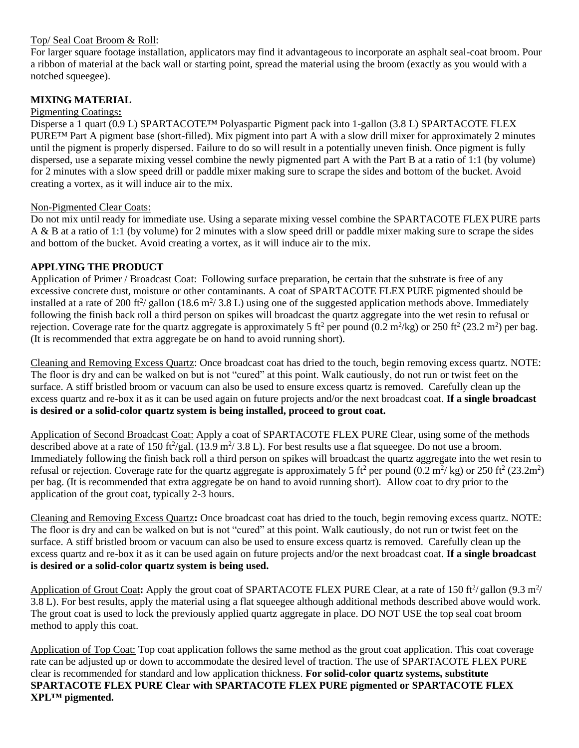Top/ Seal Coat Broom & Roll:
For larger square footage installation, applicators may find it advantageous to incorporate an asphalt seal-coat broom. Pour a ribbon of material at the back wall or starting point, spread the material using the broom (exactly as you would with a notched squeegee).

## MIXING MATERIAL

Pigmenting Coatings**:**
Disperse a 1 quart (0.9 L) SPARTACOTE™ Polyaspartic Pigment pack into 1-gallon (3.8 L) SPARTACOTE FLEX PURE™ Part A pigment base (short-filled). Mix pigment into part A with a slow drill mixer for approximately 2 minutes until the pigment is properly dispersed. Failure to do so will result in a potentially uneven finish. Once pigment is fully dispersed, use a separate mixing vessel combine the newly pigmented part A with the Part B at a ratio of 1:1 (by volume) for 2 minutes with a slow speed drill or paddle mixer making sure to scrape the sides and bottom of the bucket. Avoid creating a vortex, as it will induce air to the mix.

Non-Pigmented Clear Coats:
Do not mix until ready for immediate use. Using a separate mixing vessel combine the SPARTACOTE FLEX PURE parts A & B at a ratio of 1:1 (by volume) for 2 minutes with a slow speed drill or paddle mixer making sure to scrape the sides and bottom of the bucket. Avoid creating a vortex, as it will induce air to the mix.

## APPLYING THE PRODUCT

Application of Primer / Broadcast Coat: Following surface preparation, be certain that the substrate is free of any excessive concrete dust, moisture or other contaminants. A coat of SPARTACOTE FLEX PURE pigmented should be installed at a rate of 200 $ft^2$/ gallon (18.6 $m^2$/ 3.8 L) using one of the suggested application methods above. Immediately following the finish back roll a third person on spikes will broadcast the quartz aggregate into the wet resin to refusal or rejection. Coverage rate for the quartz aggregate is approximately 5 $ft^2$ per pound (0.2 $m^2$/kg) or 250 $ft^2$ (23.2 $m^2$) per bag. (It is recommended that extra aggregate be on hand to avoid running short).

Cleaning and Removing Excess Quartz: Once broadcast coat has dried to the touch, begin removing excess quartz. NOTE: The floor is dry and can be walked on but is not "cured" at this point. Walk cautiously, do not run or twist feet on the surface. A stiff bristled broom or vacuum can also be used to ensure excess quartz is removed. Carefully clean up the excess quartz and re-box it as it can be used again on future projects and/or the next broadcast coat. **If a single broadcast is desired or a solid-color quartz system is being installed, proceed to grout coat.**

Application of Second Broadcast Coat: Apply a coat of SPARTACOTE FLEX PURE Clear, using some of the methods described above at a rate of 150 $ft^2$/gal. (13.9 $m^2$/ 3.8 L). For best results use a flat squeegee. Do not use a broom. Immediately following the finish back roll a third person on spikes will broadcast the quartz aggregate into the wet resin to refusal or rejection. Coverage rate for the quartz aggregate is approximately 5 $ft^2$ per pound (0.2 $m^2$/ kg) or 250 $ft^2$ (23.2$m^2$) per bag. (It is recommended that extra aggregate be on hand to avoid running short). Allow coat to dry prior to the application of the grout coat, typically 2-3 hours.

Cleaning and Removing Excess Quartz**:** Once broadcast coat has dried to the touch, begin removing excess quartz. NOTE: The floor is dry and can be walked on but is not "cured" at this point. Walk cautiously, do not run or twist feet on the surface. A stiff bristled broom or vacuum can also be used to ensure excess quartz is removed. Carefully clean up the excess quartz and re-box it as it can be used again on future projects and/or the next broadcast coat. **If a single broadcast is desired or a solid-color quartz system is being used.**

Application of Grout Coat**:** Apply the grout coat of SPARTACOTE FLEX PURE Clear, at a rate of 150 $ft^2$/ gallon (9.3 $m^2$/ 3.8 L). For best results, apply the material using a flat squeegee although additional methods described above would work. The grout coat is used to lock the previously applied quartz aggregate in place. DO NOT USE the top seal coat broom method to apply this coat.

Application of Top Coat: Top coat application follows the same method as the grout coat application. This coat coverage rate can be adjusted up or down to accommodate the desired level of traction. The use of SPARTACOTE FLEX PURE clear is recommended for standard and low application thickness. **For solid-color quartz systems, substitute SPARTACOTE FLEX PURE Clear with SPARTACOTE FLEX PURE pigmented or SPARTACOTE FLEX XPL™ pigmented.**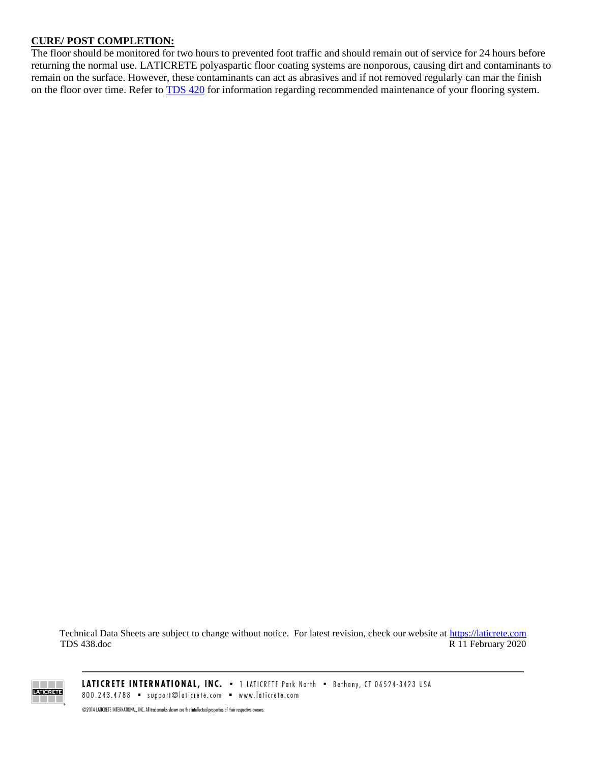**CURE/ POST COMPLETION:**

The floor should be monitored for two hours to prevented foot traffic and should remain out of service for 24 hours before returning the normal use. LATICRETE polyaspartic floor coating systems are nonporous, causing dirt and contaminants to remain on the surface. However, these contaminants can act as abrasives and if not removed regularly can mar the finish on the floor over time. Refer to TDS 420 for information regarding recommended maintenance of your flooring system.

Technical Data Sheets are subject to change without notice. For latest revision, check our website at https://laticrete.com

TDS 438.doc R 11 February 2020

**LATICRETE INTERNATIONAL, INC.** ▪ 1 LATICRETE Park North ▪ Bethany, CT 06524-3423 USA
800.243.4788 ▪ support@laticrete.com ▪ www.laticrete.com

©2014 LATICRETE INTERNATIONAL, INC. All trademarks shown are the intellectual properties of their respective owners.